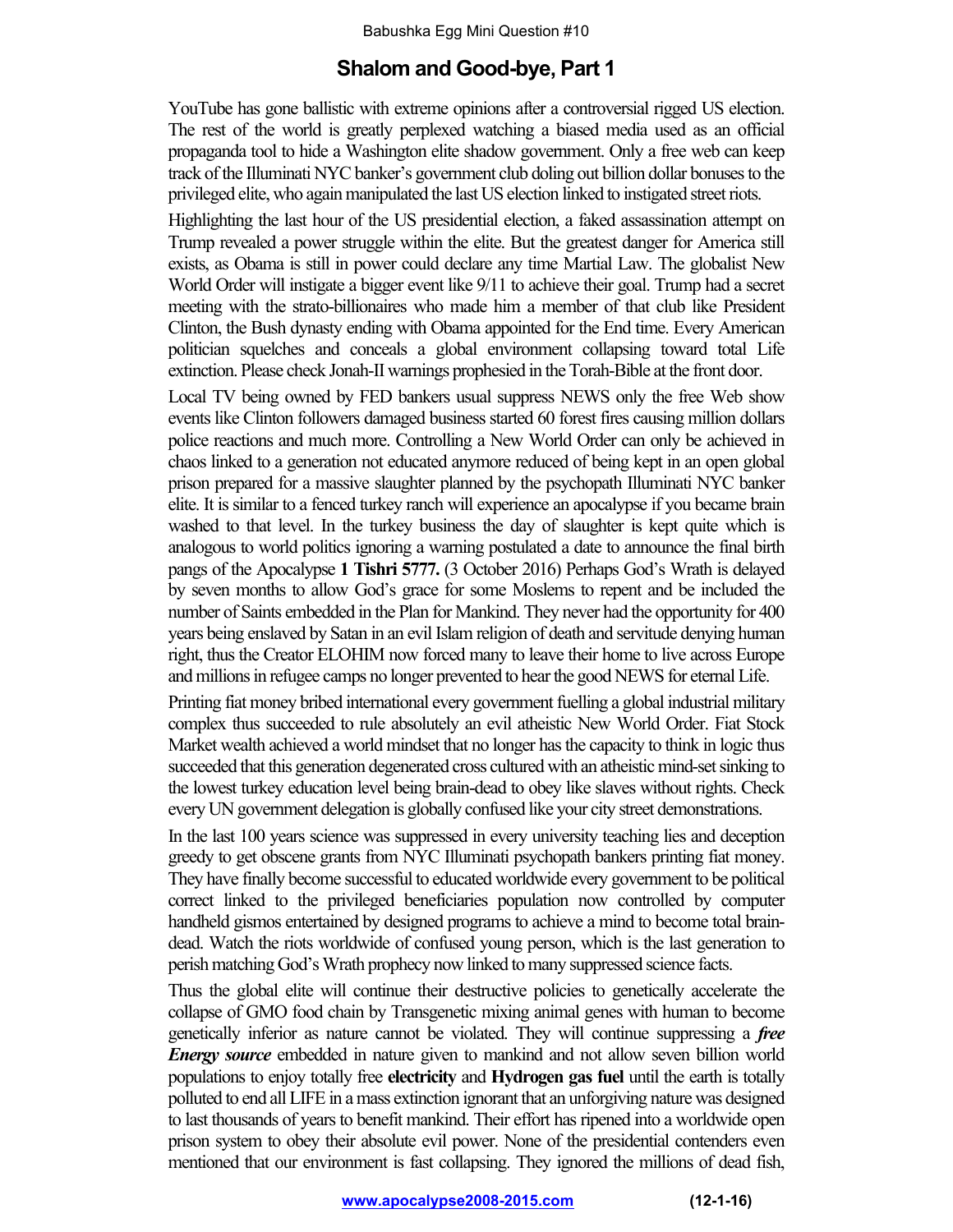Babushka Egg Mini Question #10

# Shalom and Good-bye, Part 1

YouTube has gone ballistic with extreme opinions after a controversial rigged US election. The rest of the world is greatly perplexed watching a biased media used as an official propaganda tool to hide a Washington elite shadow government. Only a free web can keep track of the Illuminati NYC banker's government club doling out billion dollar bonuses to the privileged elite, who again manipulated the last US election linked to instigated street riots.

Highlighting the last hour of the US presidential election, a faked assassination attempt on Trump revealed a power struggle within the elite. But the greatest danger for America still exists, as Obama is still in power could declare any time Martial Law. The globalist New World Order will instigate a bigger event like 9/11 to achieve their goal. Trump had a secret meeting with the strato-billionaires who made him a member of that club like President Clinton, the Bush dynasty ending with Obama appointed for the End time. Every American politician squelches and conceals a global environment collapsing toward total Life extinction. Please check Jonah-II warnings prophesied in the Torah-Bible at the front door.

Local TV being owned by FED bankers usual suppress NEWS only the free Web show events like Clinton followers damaged business started 60 forest fires causing million dollars police reactions and much more. Controlling a New World Order can only be achieved in chaos linked to a generation not educated anymore reduced of being kept in an open global prison prepared for a massive slaughter planned by the psychopath Illuminati NYC banker elite. It is similar to a fenced turkey ranch will experience an apocalypse if you became brain washed to that level. In the turkey business the day of slaughter is kept quite which is analogous to world politics ignoring a warning postulated a date to announce the final birth pangs of the Apocalypse **1 Tishri 5777.** (3 October 2016) Perhaps God's Wrath is delayed by seven months to allow God's grace for some Moslems to repent and be included the number of Saints embedded in the Plan for Mankind. They never had the opportunity for 400 years being enslaved by Satan in an evil Islam religion of death and servitude denying human right, thus the Creator ELOHIM now forced many to leave their home to live across Europe and millions in refugee camps no longer prevented to hear the good NEWS for eternal Life.

Printing fiat money bribed international every government fuelling a global industrial military complex thus succeeded to rule absolutely an evil atheistic New World Order. Fiat Stock Market wealth achieved a world mindset that no longer has the capacity to think in logic thus succeeded that this generation degenerated cross cultured with an atheistic mind-set sinking to the lowest turkey education level being brain-dead to obey like slaves without rights. Check every UN government delegation is globally confused like your city street demonstrations.

In the last 100 years science was suppressed in every university teaching lies and deception greedy to get obscene grants from NYC Illuminati psychopath bankers printing fiat money. They have finally become successful to educated worldwide every government to be political correct linked to the privileged beneficiaries population now controlled by computer handheld gismos entertained by designed programs to achieve a mind to become total brain-dead. Watch the riots worldwide of confused young person, which is the last generation to perish matching God's Wrath prophecy now linked to many suppressed science facts.

Thus the global elite will continue their destructive policies to genetically accelerate the collapse of GMO food chain by Transgenetic mixing animal genes with human to become genetically inferior as nature cannot be violated. They will continue suppressing a ***free Energy source*** embedded in nature given to mankind and not allow seven billion world populations to enjoy totally free **electricity** and **Hydrogen gas fuel** until the earth is totally polluted to end all LIFE in a mass extinction ignorant that an unforgiving nature was designed to last thousands of years to benefit mankind. Their effort has ripened into a worldwide open prison system to obey their absolute evil power. None of the presidential contenders even mentioned that our environment is fast collapsing. They ignored the millions of dead fish,

**www.apocalypse2008-2015.com** **(12-1-16)**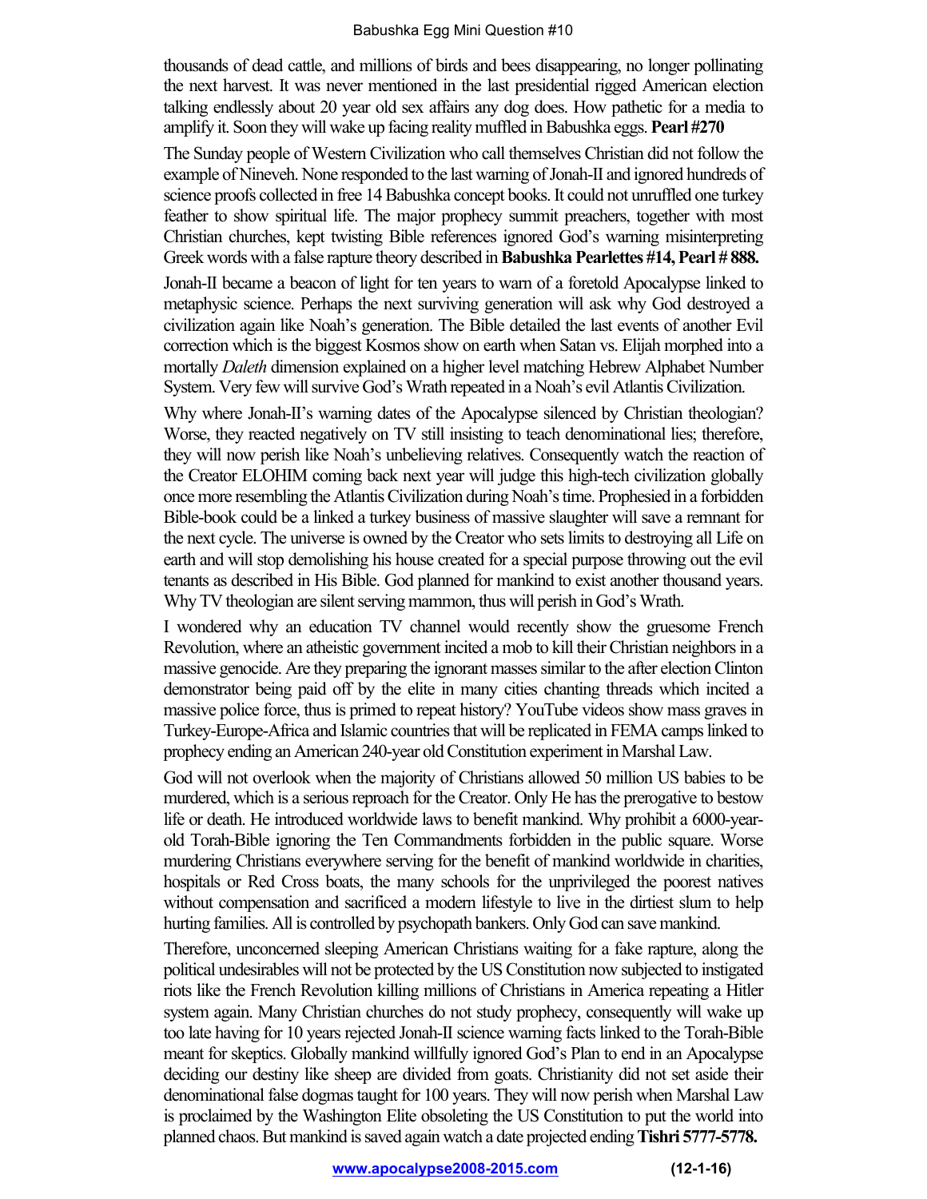thousands of dead cattle, and millions of birds and bees disappearing, no longer pollinating the next harvest. It was never mentioned in the last presidential rigged American election talking endlessly about 20 year old sex affairs any dog does. How pathetic for a media to amplify it. Soon they will wake up facing reality muffled in Babushka eggs. **Pearl #270**

The Sunday people of Western Civilization who call themselves Christian did not follow the example of Nineveh. None responded to the last warning of Jonah-II and ignored hundreds of science proofs collected in free 14 Babushka concept books. It could not unruffled one turkey feather to show spiritual life. The major prophecy summit preachers, together with most Christian churches, kept twisting Bible references ignored God's warning misinterpreting Greek words with a false rapture theory described in **Babushka Pearlettes #14, Pearl # 888.**

Jonah-II became a beacon of light for ten years to warn of a foretold Apocalypse linked to metaphysic science. Perhaps the next surviving generation will ask why God destroyed a civilization again like Noah's generation. The Bible detailed the last events of another Evil correction which is the biggest Kosmos show on earth when Satan vs. Elijah morphed into a mortally *Daleth* dimension explained on a higher level matching Hebrew Alphabet Number System. Very few will survive God's Wrath repeated in a Noah's evil Atlantis Civilization.

Why where Jonah-II's warning dates of the Apocalypse silenced by Christian theologian? Worse, they reacted negatively on TV still insisting to teach denominational lies; therefore, they will now perish like Noah's unbelieving relatives. Consequently watch the reaction of the Creator ELOHIM coming back next year will judge this high-tech civilization globally once more resembling the Atlantis Civilization during Noah's time. Prophesied in a forbidden Bible-book could be a linked a turkey business of massive slaughter will save a remnant for the next cycle. The universe is owned by the Creator who sets limits to destroying all Life on earth and will stop demolishing his house created for a special purpose throwing out the evil tenants as described in His Bible. God planned for mankind to exist another thousand years. Why TV theologian are silent serving mammon, thus will perish in God's Wrath.

I wondered why an education TV channel would recently show the gruesome French Revolution, where an atheistic government incited a mob to kill their Christian neighbors in a massive genocide. Are they preparing the ignorant masses similar to the after election Clinton demonstrator being paid off by the elite in many cities chanting threads which incited a massive police force, thus is primed to repeat history? YouTube videos show mass graves in Turkey-Europe-Africa and Islamic countries that will be replicated in FEMA camps linked to prophecy ending an American 240-year old Constitution experiment in Marshal Law.

God will not overlook when the majority of Christians allowed 50 million US babies to be murdered, which is a serious reproach for the Creator. Only He has the prerogative to bestow life or death. He introduced worldwide laws to benefit mankind. Why prohibit a 6000-year-old Torah-Bible ignoring the Ten Commandments forbidden in the public square. Worse murdering Christians everywhere serving for the benefit of mankind worldwide in charities, hospitals or Red Cross boats, the many schools for the unprivileged the poorest natives without compensation and sacrificed a modern lifestyle to live in the dirtiest slum to help hurting families. All is controlled by psychopath bankers. Only God can save mankind.

Therefore, unconcerned sleeping American Christians waiting for a fake rapture, along the political undesirables will not be protected by the US Constitution now subjected to instigated riots like the French Revolution killing millions of Christians in America repeating a Hitler system again. Many Christian churches do not study prophecy, consequently will wake up too late having for 10 years rejected Jonah-II science warning facts linked to the Torah-Bible meant for skeptics. Globally mankind willfully ignored God's Plan to end in an Apocalypse deciding our destiny like sheep are divided from goats. Christianity did not set aside their denominational false dogmas taught for 100 years. They will now perish when Marshal Law is proclaimed by the Washington Elite obsoleting the US Constitution to put the world into planned chaos. But mankind is saved again watch a date projected ending **Tishri 5777-5778.**

**www.apocalypse2008-2015.com** **(12-1-16)**